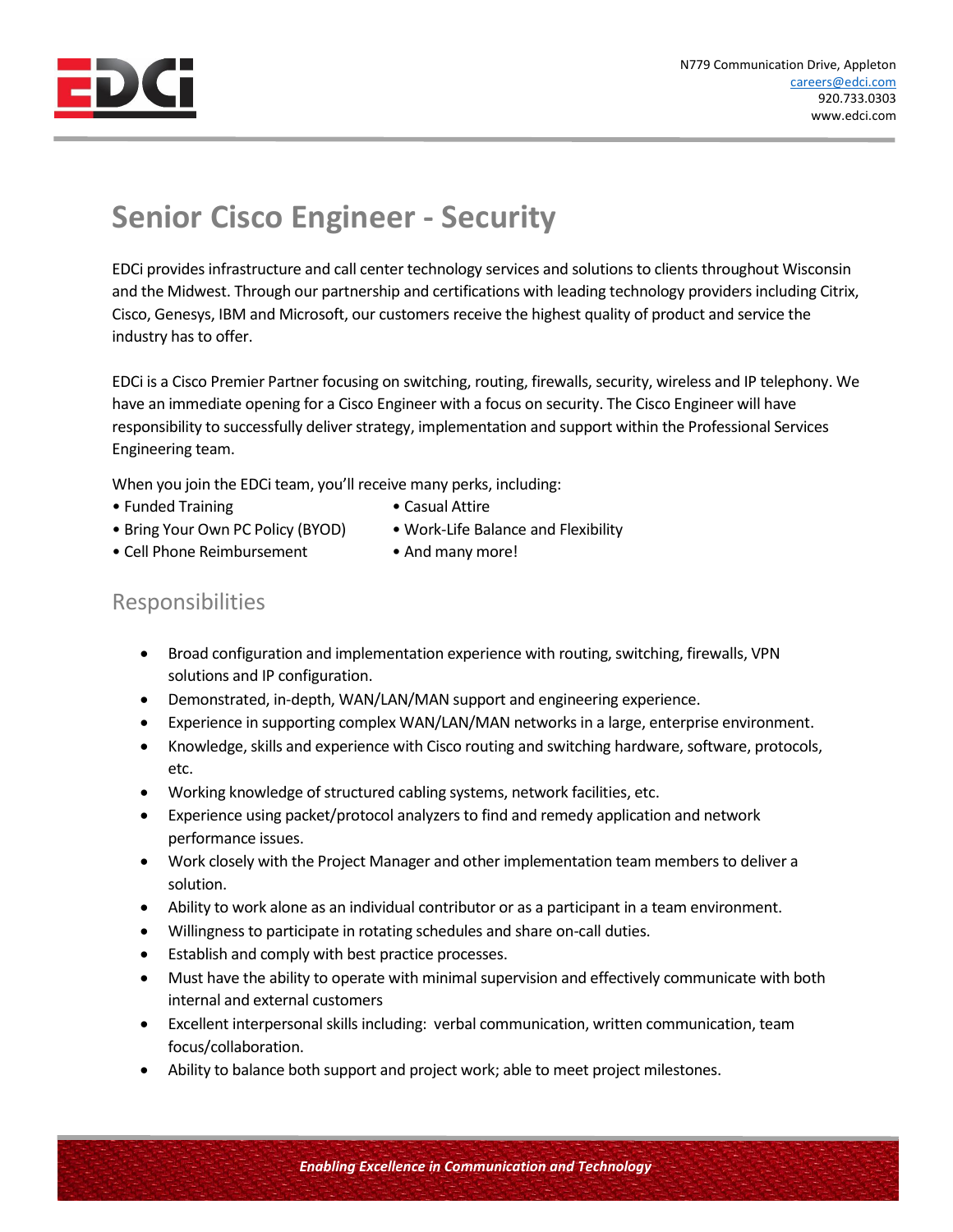N779 Communication Drive, Appleton
careers@edci.com
920.733.0303
www.edci.com

# Senior Cisco Engineer - Security

EDCi provides infrastructure and call center technology services and solutions to clients throughout Wisconsin and the Midwest. Through our partnership and certifications with leading technology providers including Citrix, Cisco, Genesys, IBM and Microsoft, our customers receive the highest quality of product and service the industry has to offer.

EDCi is a Cisco Premier Partner focusing on switching, routing, firewalls, security, wireless and IP telephony. We have an immediate opening for a Cisco Engineer with a focus on security. The Cisco Engineer will have responsibility to successfully deliver strategy, implementation and support within the Professional Services Engineering team.

When you join the EDCi team, you'll receive many perks, including:

- Funded Training
- Bring Your Own PC Policy (BYOD)
- Cell Phone Reimbursement
- Casual Attire
- Work-Life Balance and Flexibility
- And many more!

## Responsibilities

- Broad configuration and implementation experience with routing, switching, firewalls, VPN solutions and IP configuration.
- Demonstrated, in-depth, WAN/LAN/MAN support and engineering experience.
- Experience in supporting complex WAN/LAN/MAN networks in a large, enterprise environment.
- Knowledge, skills and experience with Cisco routing and switching hardware, software, protocols, etc.
- Working knowledge of structured cabling systems, network facilities, etc.
- Experience using packet/protocol analyzers to find and remedy application and network performance issues.
- Work closely with the Project Manager and other implementation team members to deliver a solution.
- Ability to work alone as an individual contributor or as a participant in a team environment.
- Willingness to participate in rotating schedules and share on-call duties.
- Establish and comply with best practice processes.
- Must have the ability to operate with minimal supervision and effectively communicate with both internal and external customers
- Excellent interpersonal skills including: verbal communication, written communication, team focus/collaboration.
- Ability to balance both support and project work; able to meet project milestones.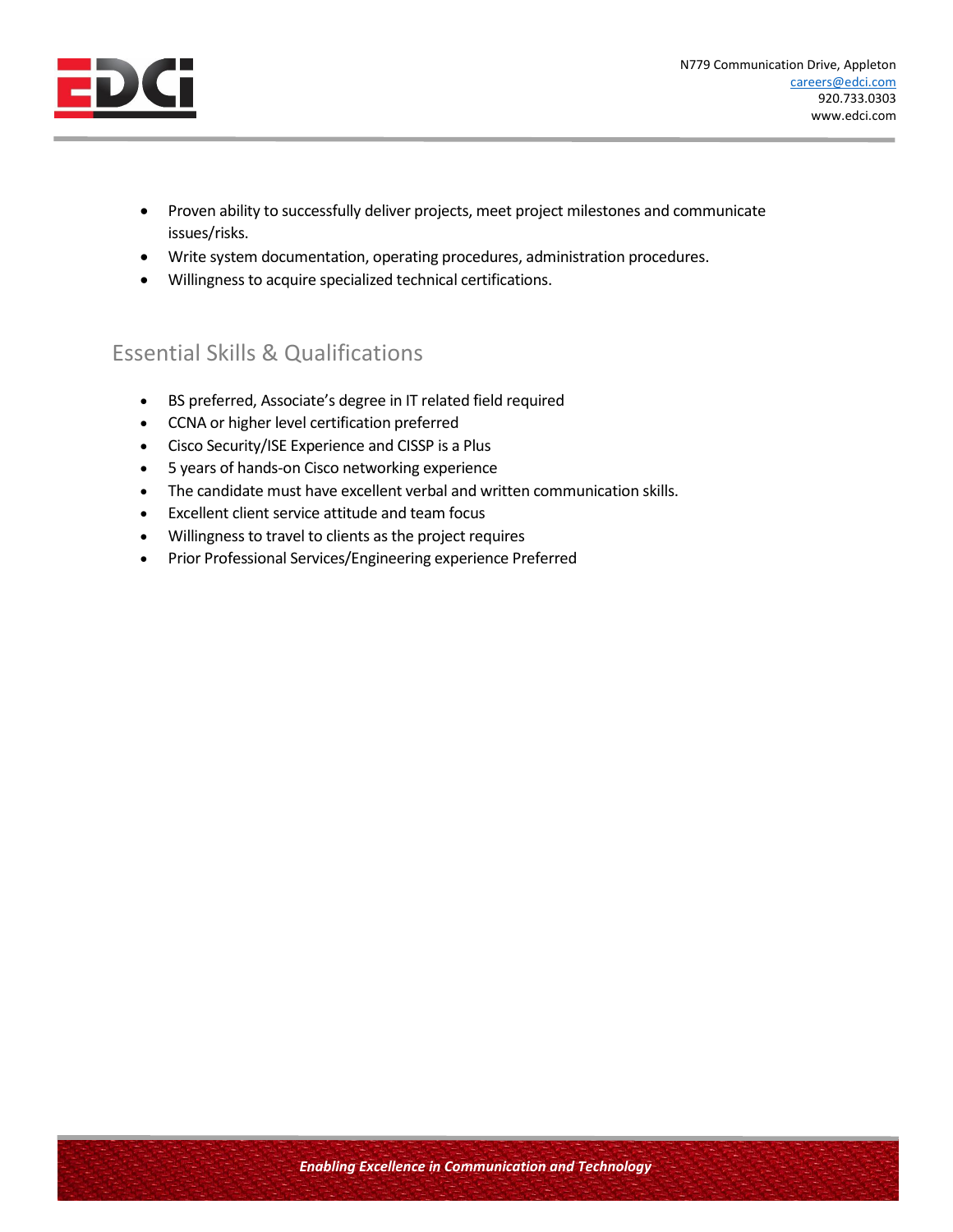- Proven ability to successfully deliver projects, meet project milestones and communicate issues/risks.
- Write system documentation, operating procedures, administration procedures.
- Willingness to acquire specialized technical certifications.

## Essential Skills & Qualifications

- BS preferred, Associate's degree in IT related field required
- CCNA or higher level certification preferred
- Cisco Security/ISE Experience and CISSP is a Plus
- 5 years of hands-on Cisco networking experience
- The candidate must have excellent verbal and written communication skills.
- Excellent client service attitude and team focus
- Willingness to travel to clients as the project requires
- Prior Professional Services/Engineering experience Preferred